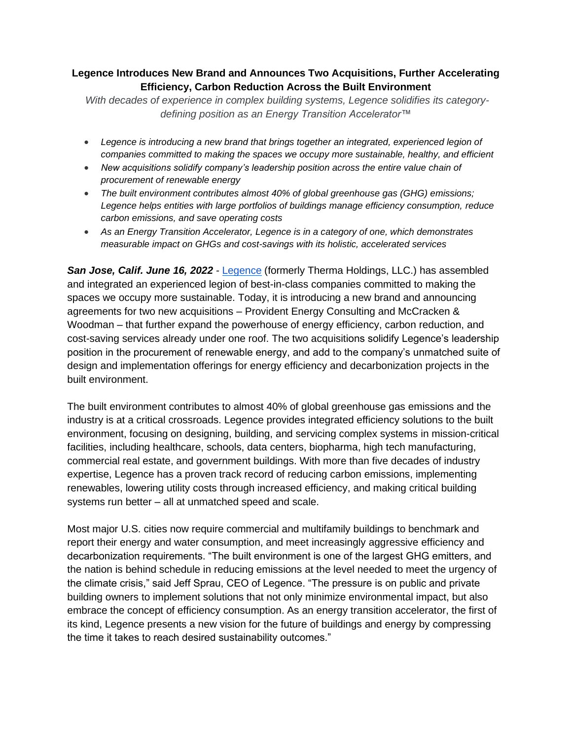**Legence Introduces New Brand and Announces Two Acquisitions, Further Accelerating Efficiency, Carbon Reduction Across the Built Environment**

*With decades of experience in complex building systems, Legence solidifies its category-defining position as an Energy Transition Accelerator™*

- *Legence is introducing a new brand that brings together an integrated, experienced legion of companies committed to making the spaces we occupy more sustainable, healthy, and efficient*
- *New acquisitions solidify company's leadership position across the entire value chain of procurement of renewable energy*
- *The built environment contributes almost 40% of global greenhouse gas (GHG) emissions; Legence helps entities with large portfolios of buildings manage efficiency consumption, reduce carbon emissions, and save operating costs*
- *As an Energy Transition Accelerator, Legence is in a category of one, which demonstrates measurable impact on GHGs and cost-savings with its holistic, accelerated services*

***San Jose, Calif. June 16, 2022*** - Legence (formerly Therma Holdings, LLC.) has assembled and integrated an experienced legion of best-in-class companies committed to making the spaces we occupy more sustainable. Today, it is introducing a new brand and announcing agreements for two new acquisitions – Provident Energy Consulting and McCracken & Woodman – that further expand the powerhouse of energy efficiency, carbon reduction, and cost-saving services already under one roof. The two acquisitions solidify Legence's leadership position in the procurement of renewable energy, and add to the company's unmatched suite of design and implementation offerings for energy efficiency and decarbonization projects in the built environment.

The built environment contributes to almost 40% of global greenhouse gas emissions and the industry is at a critical crossroads. Legence provides integrated efficiency solutions to the built environment, focusing on designing, building, and servicing complex systems in mission-critical facilities, including healthcare, schools, data centers, biopharma, high tech manufacturing, commercial real estate, and government buildings. With more than five decades of industry expertise, Legence has a proven track record of reducing carbon emissions, implementing renewables, lowering utility costs through increased efficiency, and making critical building systems run better – all at unmatched speed and scale.

Most major U.S. cities now require commercial and multifamily buildings to benchmark and report their energy and water consumption, and meet increasingly aggressive efficiency and decarbonization requirements. "The built environment is one of the largest GHG emitters, and the nation is behind schedule in reducing emissions at the level needed to meet the urgency of the climate crisis," said Jeff Sprau, CEO of Legence. "The pressure is on public and private building owners to implement solutions that not only minimize environmental impact, but also embrace the concept of efficiency consumption. As an energy transition accelerator, the first of its kind, Legence presents a new vision for the future of buildings and energy by compressing the time it takes to reach desired sustainability outcomes."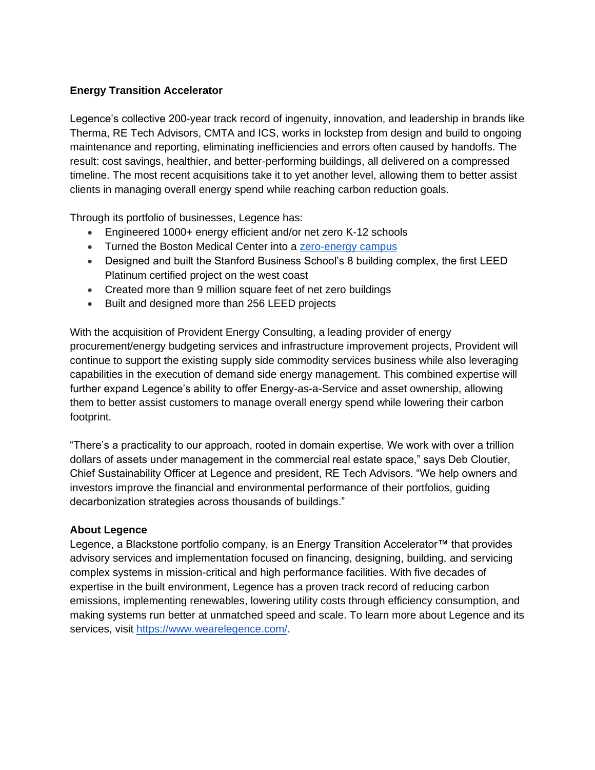**Energy Transition Accelerator**

Legence's collective 200-year track record of ingenuity, innovation, and leadership in brands like Therma, RE Tech Advisors, CMTA and ICS, works in lockstep from design and build to ongoing maintenance and reporting, eliminating inefficiencies and errors often caused by handoffs. The result: cost savings, healthier, and better-performing buildings, all delivered on a compressed timeline. The most recent acquisitions take it to yet another level, allowing them to better assist clients in managing overall energy spend while reaching carbon reduction goals.

Through its portfolio of businesses, Legence has:

- Engineered 1000+ energy efficient and/or net zero K-12 schools
- Turned the Boston Medical Center into a [zero-energy campus]
- Designed and built the Stanford Business School's 8 building complex, the first LEED Platinum certified project on the west coast
- Created more than 9 million square feet of net zero buildings
- Built and designed more than 256 LEED projects

With the acquisition of Provident Energy Consulting, a leading provider of energy procurement/energy budgeting services and infrastructure improvement projects, Provident will continue to support the existing supply side commodity services business while also leveraging capabilities in the execution of demand side energy management. This combined expertise will further expand Legence's ability to offer Energy-as-a-Service and asset ownership, allowing them to better assist customers to manage overall energy spend while lowering their carbon footprint.

"There's a practicality to our approach, rooted in domain expertise. We work with over a trillion dollars of assets under management in the commercial real estate space," says Deb Cloutier, Chief Sustainability Officer at Legence and president, RE Tech Advisors. "We help owners and investors improve the financial and environmental performance of their portfolios, guiding decarbonization strategies across thousands of buildings."

**About Legence**

Legence, a Blackstone portfolio company, is an Energy Transition Accelerator™ that provides advisory services and implementation focused on financing, designing, building, and servicing complex systems in mission-critical and high performance facilities. With five decades of expertise in the built environment, Legence has a proven track record of reducing carbon emissions, implementing renewables, lowering utility costs through efficiency consumption, and making systems run better at unmatched speed and scale. To learn more about Legence and its services, visit https://www.wearelegence.com/.